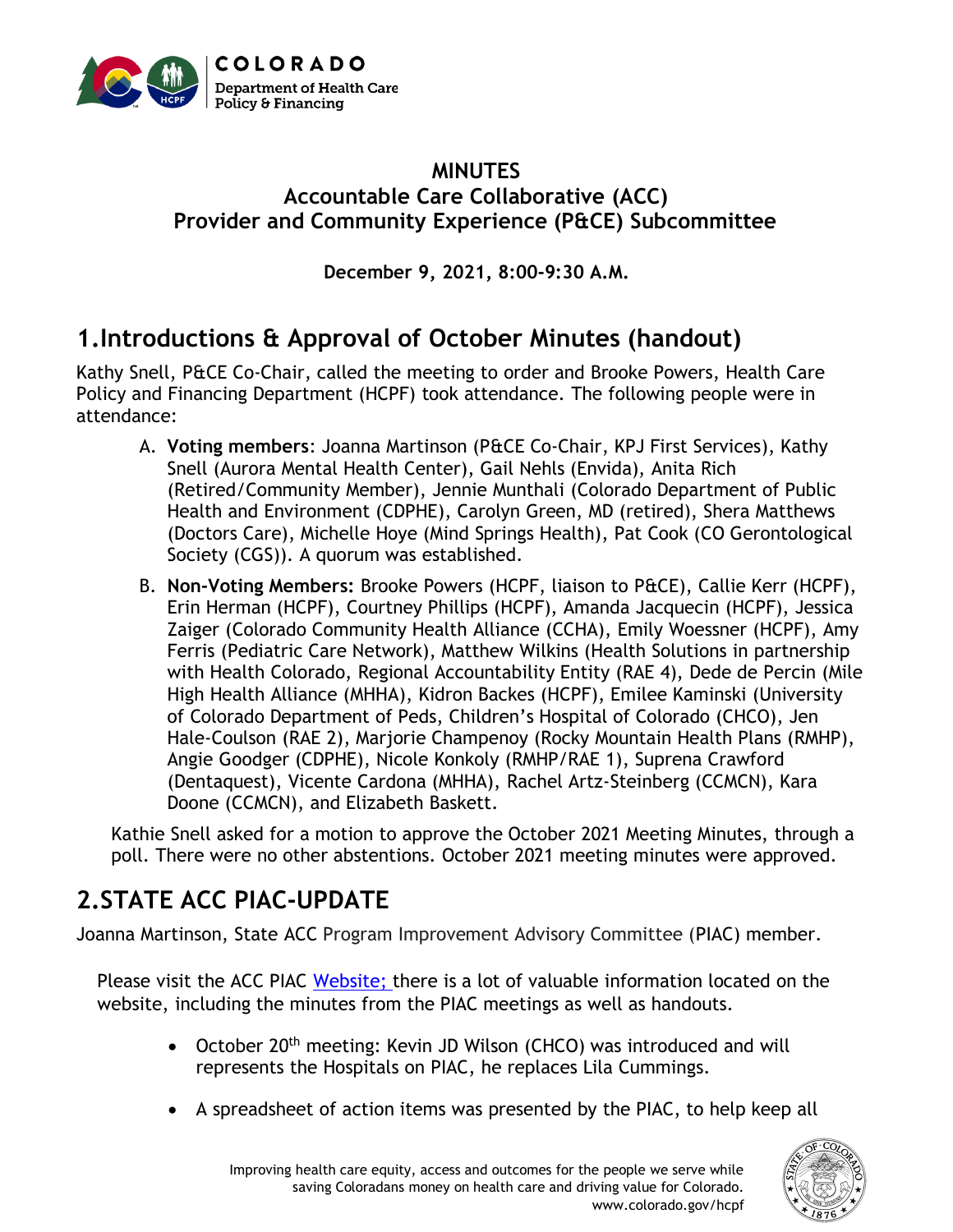**MINUTES**
**Accountable Care Collaborative (ACC)**
**Provider and Community Experience (P&CE) Subcommittee**

**December 9, 2021, 8:00-9:30 A.M.**

# 1. Introductions & Approval of October Minutes (handout)

Kathy Snell, P&CE Co-Chair, called the meeting to order and Brooke Powers, Health Care Policy and Financing Department (HCPF) took attendance. The following people were in attendance:

A. **Voting members**: Joanna Martinson (P&CE Co-Chair, KPJ First Services), Kathy Snell (Aurora Mental Health Center), Gail Nehls (Envida), Anita Rich (Retired/Community Member), Jennie Munthali (Colorado Department of Public Health and Environment (CDPHE), Carolyn Green, MD (retired), Shera Matthews (Doctors Care), Michelle Hoye (Mind Springs Health), Pat Cook (CO Gerontological Society (CGS)). A quorum was established.

B. **Non-Voting Members:** Brooke Powers (HCPF, liaison to P&CE), Callie Kerr (HCPF), Erin Herman (HCPF), Courtney Phillips (HCPF), Amanda Jacquecin (HCPF), Jessica Zaiger (Colorado Community Health Alliance (CCHA), Emily Woessner (HCPF), Amy Ferris (Pediatric Care Network), Matthew Wilkins (Health Solutions in partnership with Health Colorado, Regional Accountability Entity (RAE 4), Dede de Percin (Mile High Health Alliance (MHHA), Kidron Backes (HCPF), Emilee Kaminski (University of Colorado Department of Peds, Children's Hospital of Colorado (CHCO), Jen Hale-Coulson (RAE 2), Marjorie Champenoy (Rocky Mountain Health Plans (RMHP), Angie Goodger (CDPHE), Nicole Konkoly (RMHP/RAE 1), Suprena Crawford (Dentaquest), Vicente Cardona (MHHA), Rachel Artz-Steinberg (CCMCN), Kara Doone (CCMCN), and Elizabeth Baskett.

Kathie Snell asked for a motion to approve the October 2021 Meeting Minutes, through a poll. There were no other abstentions. October 2021 meeting minutes were approved.

# 2. STATE ACC PIAC-UPDATE

Joanna Martinson, State ACC Program Improvement Advisory Committee (PIAC) member.

Please visit the ACC PIAC Website; there is a lot of valuable information located on the website, including the minutes from the PIAC meetings as well as handouts.

- October 20th meeting: Kevin JD Wilson (CHCO) was introduced and will represents the Hospitals on PIAC, he replaces Lila Cummings.
- A spreadsheet of action items was presented by the PIAC, to help keep all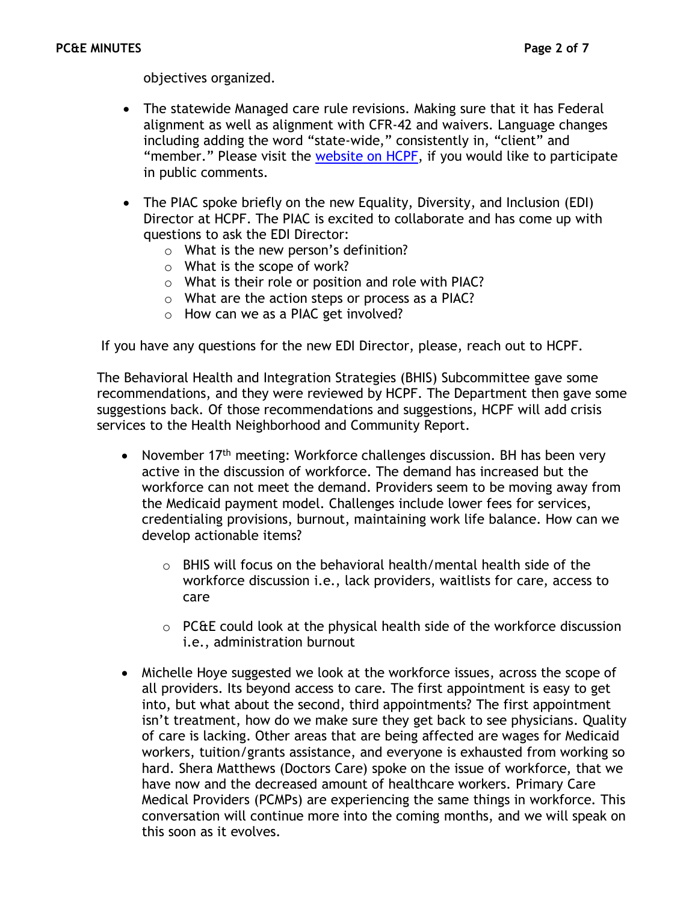objectives organized.

- The statewide Managed care rule revisions. Making sure that it has Federal alignment as well as alignment with CFR-42 and waivers. Language changes including adding the word "state-wide," consistently in, "client" and "member." Please visit the website on HCPF, if you would like to participate in public comments.

- The PIAC spoke briefly on the new Equality, Diversity, and Inclusion (EDI) Director at HCPF. The PIAC is excited to collaborate and has come up with questions to ask the EDI Director:
  - What is the new person's definition?
  - What is the scope of work?
  - What is their role or position and role with PIAC?
  - What are the action steps or process as a PIAC?
  - How can we as a PIAC get involved?

If you have any questions for the new EDI Director, please, reach out to HCPF.

The Behavioral Health and Integration Strategies (BHIS) Subcommittee gave some recommendations, and they were reviewed by HCPF. The Department then gave some suggestions back. Of those recommendations and suggestions, HCPF will add crisis services to the Health Neighborhood and Community Report.

- November 17th meeting: Workforce challenges discussion. BH has been very active in the discussion of workforce. The demand has increased but the workforce can not meet the demand. Providers seem to be moving away from the Medicaid payment model. Challenges include lower fees for services, credentialing provisions, burnout, maintaining work life balance. How can we develop actionable items?

  - BHIS will focus on the behavioral health/mental health side of the workforce discussion i.e., lack providers, waitlists for care, access to care

  - PC&E could look at the physical health side of the workforce discussion i.e., administration burnout

- Michelle Hoye suggested we look at the workforce issues, across the scope of all providers. Its beyond access to care. The first appointment is easy to get into, but what about the second, third appointments? The first appointment isn't treatment, how do we make sure they get back to see physicians. Quality of care is lacking. Other areas that are being affected are wages for Medicaid workers, tuition/grants assistance, and everyone is exhausted from working so hard. Shera Matthews (Doctors Care) spoke on the issue of workforce, that we have now and the decreased amount of healthcare workers. Primary Care Medical Providers (PCMPs) are experiencing the same things in workforce. This conversation will continue more into the coming months, and we will speak on this soon as it evolves.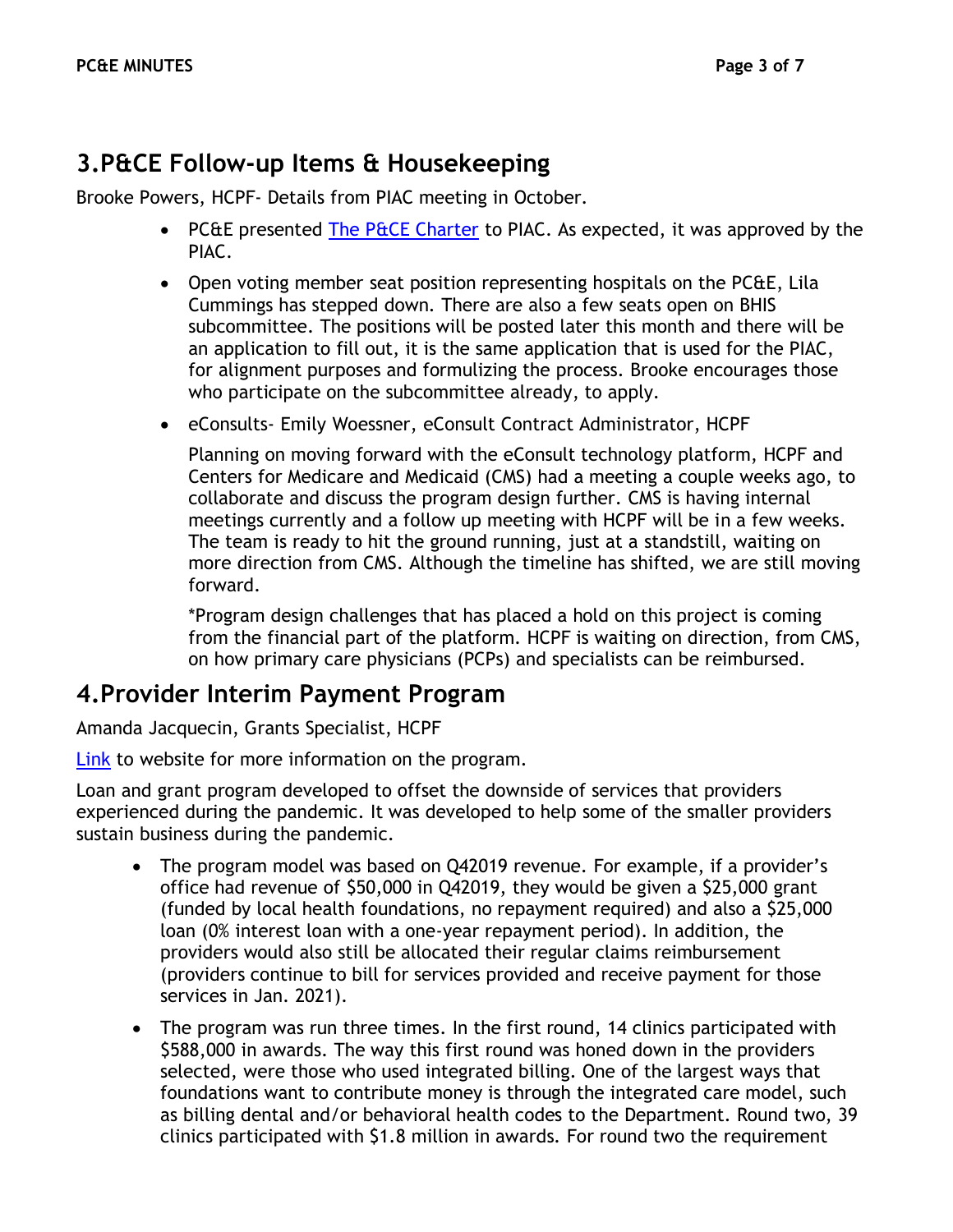## 3.P&CE Follow-up Items & Housekeeping

Brooke Powers, HCPF- Details from PIAC meeting in October.

- PC&E presented [The P&CE Charter]() to PIAC. As expected, it was approved by the PIAC.
- Open voting member seat position representing hospitals on the PC&E, Lila Cummings has stepped down. There are also a few seats open on BHIS subcommittee. The positions will be posted later this month and there will be an application to fill out, it is the same application that is used for the PIAC, for alignment purposes and formulizing the process. Brooke encourages those who participate on the subcommittee already, to apply.
- eConsults- Emily Woessner, eConsult Contract Administrator, HCPF

  Planning on moving forward with the eConsult technology platform, HCPF and Centers for Medicare and Medicaid (CMS) had a meeting a couple weeks ago, to collaborate and discuss the program design further. CMS is having internal meetings currently and a follow up meeting with HCPF will be in a few weeks. The team is ready to hit the ground running, just at a standstill, waiting on more direction from CMS. Although the timeline has shifted, we are still moving forward.

  *Program design challenges that has placed a hold on this project is coming from the financial part of the platform. HCPF is waiting on direction, from CMS, on how primary care physicians (PCPs) and specialists can be reimbursed.

## 4.Provider Interim Payment Program

Amanda Jacquecin, Grants Specialist, HCPF

[Link]() to website for more information on the program.

Loan and grant program developed to offset the downside of services that providers experienced during the pandemic. It was developed to help some of the smaller providers sustain business during the pandemic.

- The program model was based on Q42019 revenue. For example, if a provider's office had revenue of $50,000 in Q42019, they would be given a $25,000 grant (funded by local health foundations, no repayment required) and also a $25,000 loan (0% interest loan with a one-year repayment period). In addition, the providers would also still be allocated their regular claims reimbursement (providers continue to bill for services provided and receive payment for those services in Jan. 2021).
- The program was run three times. In the first round, 14 clinics participated with $588,000 in awards. The way this first round was honed down in the providers selected, were those who used integrated billing. One of the largest ways that foundations want to contribute money is through the integrated care model, such as billing dental and/or behavioral health codes to the Department. Round two, 39 clinics participated with $1.8 million in awards. For round two the requirement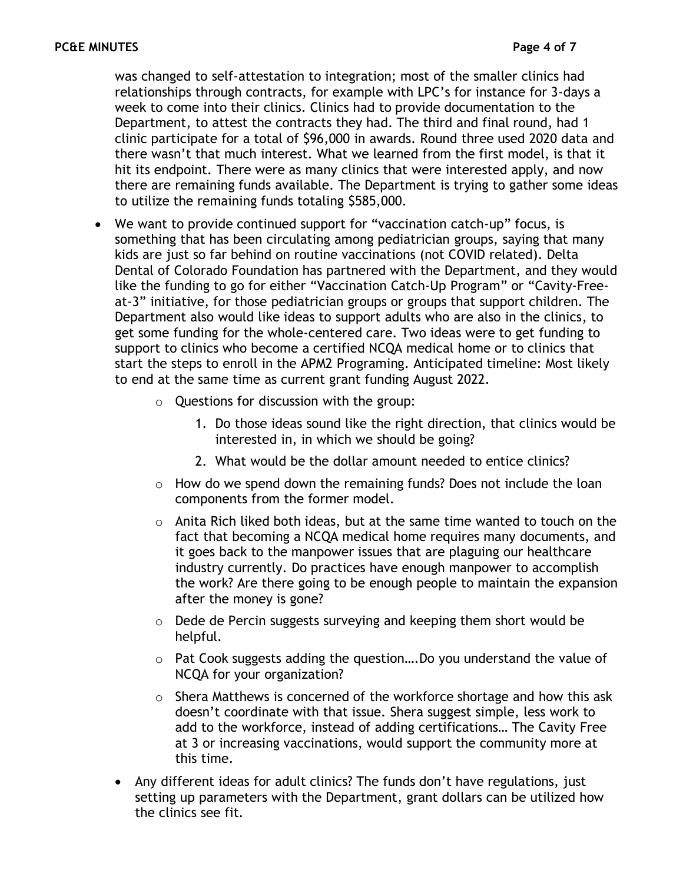was changed to self-attestation to integration; most of the smaller clinics had relationships through contracts, for example with LPC's for instance for 3-days a week to come into their clinics. Clinics had to provide documentation to the Department, to attest the contracts they had. The third and final round, had 1 clinic participate for a total of $96,000 in awards. Round three used 2020 data and there wasn't that much interest. What we learned from the first model, is that it hit its endpoint. There were as many clinics that were interested apply, and now there are remaining funds available. The Department is trying to gather some ideas to utilize the remaining funds totaling $585,000.

- We want to provide continued support for "vaccination catch-up" focus, is something that has been circulating among pediatrician groups, saying that many kids are just so far behind on routine vaccinations (not COVID related). Delta Dental of Colorado Foundation has partnered with the Department, and they would like the funding to go for either "Vaccination Catch-Up Program" or "Cavity-Free-at-3" initiative, for those pediatrician groups or groups that support children. The Department also would like ideas to support adults who are also in the clinics, to get some funding for the whole-centered care. Two ideas were to get funding to support to clinics who become a certified NCQA medical home or to clinics that start the steps to enroll in the APM2 Programing. Anticipated timeline: Most likely to end at the same time as current grant funding August 2022.
  - Questions for discussion with the group:
    1. Do those ideas sound like the right direction, that clinics would be interested in, in which we should be going?
    2. What would be the dollar amount needed to entice clinics?
  - How do we spend down the remaining funds? Does not include the loan components from the former model.
  - Anita Rich liked both ideas, but at the same time wanted to touch on the fact that becoming a NCQA medical home requires many documents, and it goes back to the manpower issues that are plaguing our healthcare industry currently. Do practices have enough manpower to accomplish the work? Are there going to be enough people to maintain the expansion after the money is gone?
  - Dede de Percin suggests surveying and keeping them short would be helpful.
  - Pat Cook suggests adding the question….Do you understand the value of NCQA for your organization?
  - Shera Matthews is concerned of the workforce shortage and how this ask doesn't coordinate with that issue. Shera suggest simple, less work to add to the workforce, instead of adding certifications… The Cavity Free at 3 or increasing vaccinations, would support the community more at this time.
- Any different ideas for adult clinics? The funds don't have regulations, just setting up parameters with the Department, grant dollars can be utilized how the clinics see fit.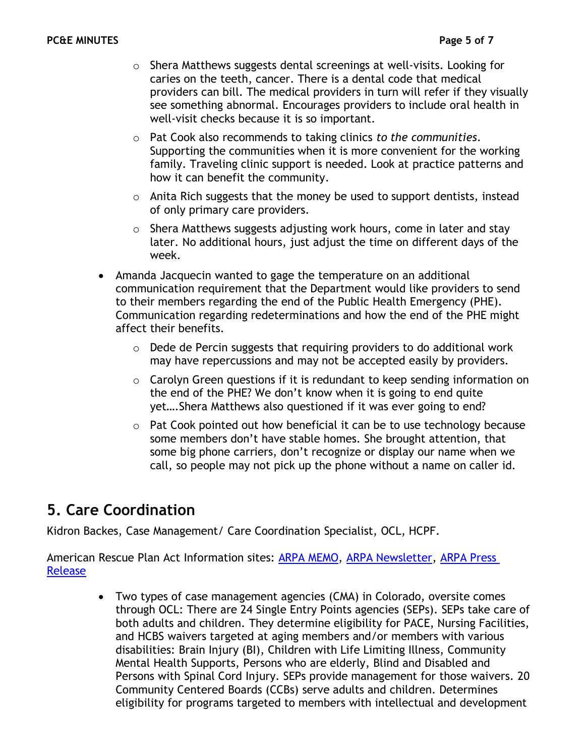- Shera Matthews suggests dental screenings at well-visits. Looking for caries on the teeth, cancer. There is a dental code that medical providers can bill. The medical providers in turn will refer if they visually see something abnormal. Encourages providers to include oral health in well-visit checks because it is so important.
    - Pat Cook also recommends to taking clinics *to the communities*. Supporting the communities when it is more convenient for the working family. Traveling clinic support is needed. Look at practice patterns and how it can benefit the community.
    - Anita Rich suggests that the money be used to support dentists, instead of only primary care providers.
    - Shera Matthews suggests adjusting work hours, come in later and stay later. No additional hours, just adjust the time on different days of the week.
- Amanda Jacquecin wanted to gage the temperature on an additional communication requirement that the Department would like providers to send to their members regarding the end of the Public Health Emergency (PHE). Communication regarding redeterminations and how the end of the PHE might affect their benefits.
    - Dede de Percin suggests that requiring providers to do additional work may have repercussions and may not be accepted easily by providers.
    - Carolyn Green questions if it is redundant to keep sending information on the end of the PHE? We don't know when it is going to end quite yet….Shera Matthews also questioned if it was ever going to end?
    - Pat Cook pointed out how beneficial it can be to use technology because some members don't have stable homes. She brought attention, that some big phone carriers, don't recognize or display our name when we call, so people may not pick up the phone without a name on caller id.

## 5. Care Coordination

Kidron Backes, Case Management/ Care Coordination Specialist, OCL, HCPF.

American Rescue Plan Act Information sites: ARPA MEMO, ARPA Newsletter, ARPA Press Release

- Two types of case management agencies (CMA) in Colorado, oversite comes through OCL: There are 24 Single Entry Points agencies (SEPs). SEPs take care of both adults and children. They determine eligibility for PACE, Nursing Facilities, and HCBS waivers targeted at aging members and/or members with various disabilities: Brain Injury (BI), Children with Life Limiting Illness, Community Mental Health Supports, Persons who are elderly, Blind and Disabled and Persons with Spinal Cord Injury. SEPs provide management for those waivers. 20 Community Centered Boards (CCBs) serve adults and children. Determines eligibility for programs targeted to members with intellectual and development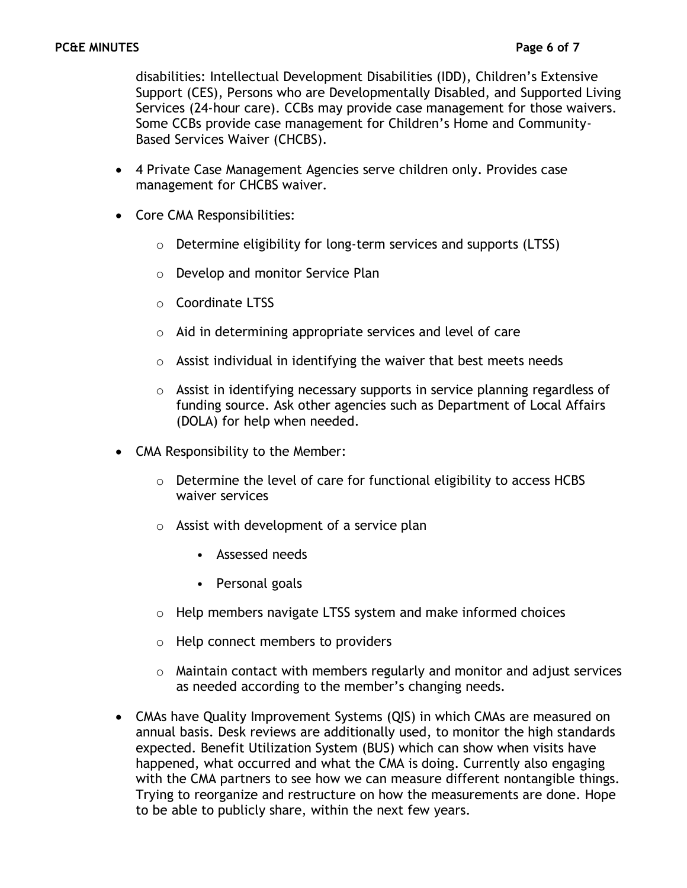disabilities: Intellectual Development Disabilities (IDD), Children's Extensive Support (CES), Persons who are Developmentally Disabled, and Supported Living Services (24-hour care). CCBs may provide case management for those waivers. Some CCBs provide case management for Children's Home and Community-Based Services Waiver (CHCBS).

- 4 Private Case Management Agencies serve children only. Provides case management for CHCBS waiver.
- Core CMA Responsibilities:
  - Determine eligibility for long-term services and supports (LTSS)
  - Develop and monitor Service Plan
  - Coordinate LTSS
  - Aid in determining appropriate services and level of care
  - Assist individual in identifying the waiver that best meets needs
  - Assist in identifying necessary supports in service planning regardless of funding source. Ask other agencies such as Department of Local Affairs (DOLA) for help when needed.
- CMA Responsibility to the Member:
  - Determine the level of care for functional eligibility to access HCBS waiver services
  - Assist with development of a service plan
    - Assessed needs
    - Personal goals
  - Help members navigate LTSS system and make informed choices
  - Help connect members to providers
  - Maintain contact with members regularly and monitor and adjust services as needed according to the member's changing needs.
- CMAs have Quality Improvement Systems (QIS) in which CMAs are measured on annual basis. Desk reviews are additionally used, to monitor the high standards expected. Benefit Utilization System (BUS) which can show when visits have happened, what occurred and what the CMA is doing. Currently also engaging with the CMA partners to see how we can measure different nontangible things. Trying to reorganize and restructure on how the measurements are done. Hope to be able to publicly share, within the next few years.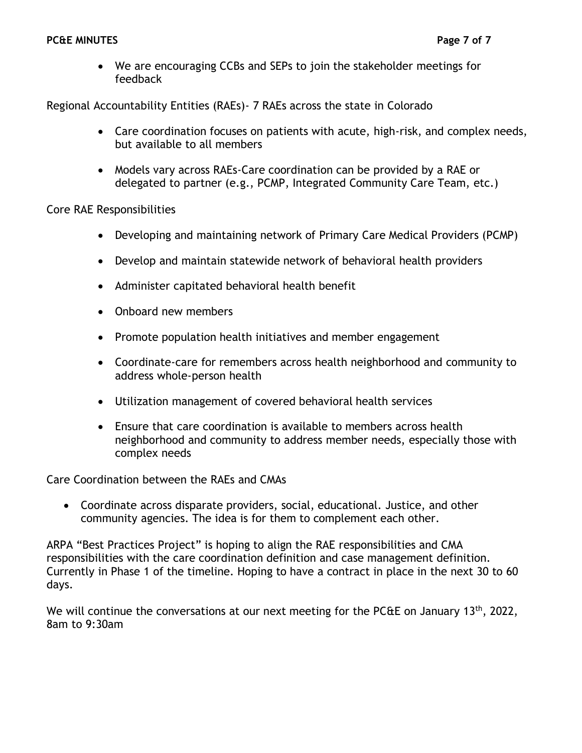- We are encouraging CCBs and SEPs to join the stakeholder meetings for feedback

Regional Accountability Entities (RAEs)- 7 RAEs across the state in Colorado

- Care coordination focuses on patients with acute, high-risk, and complex needs, but available to all members
- Models vary across RAEs-Care coordination can be provided by a RAE or delegated to partner (e.g., PCMP, Integrated Community Care Team, etc.)

Core RAE Responsibilities

- Developing and maintaining network of Primary Care Medical Providers (PCMP)
- Develop and maintain statewide network of behavioral health providers
- Administer capitated behavioral health benefit
- Onboard new members
- Promote population health initiatives and member engagement
- Coordinate-care for remembers across health neighborhood and community to address whole-person health
- Utilization management of covered behavioral health services
- Ensure that care coordination is available to members across health neighborhood and community to address member needs, especially those with complex needs

Care Coordination between the RAEs and CMAs

- Coordinate across disparate providers, social, educational. Justice, and other community agencies. The idea is for them to complement each other.

ARPA "Best Practices Project" is hoping to align the RAE responsibilities and CMA responsibilities with the care coordination definition and case management definition. Currently in Phase 1 of the timeline. Hoping to have a contract in place in the next 30 to 60 days.

We will continue the conversations at our next meeting for the PC&E on January 13th, 2022, 8am to 9:30am